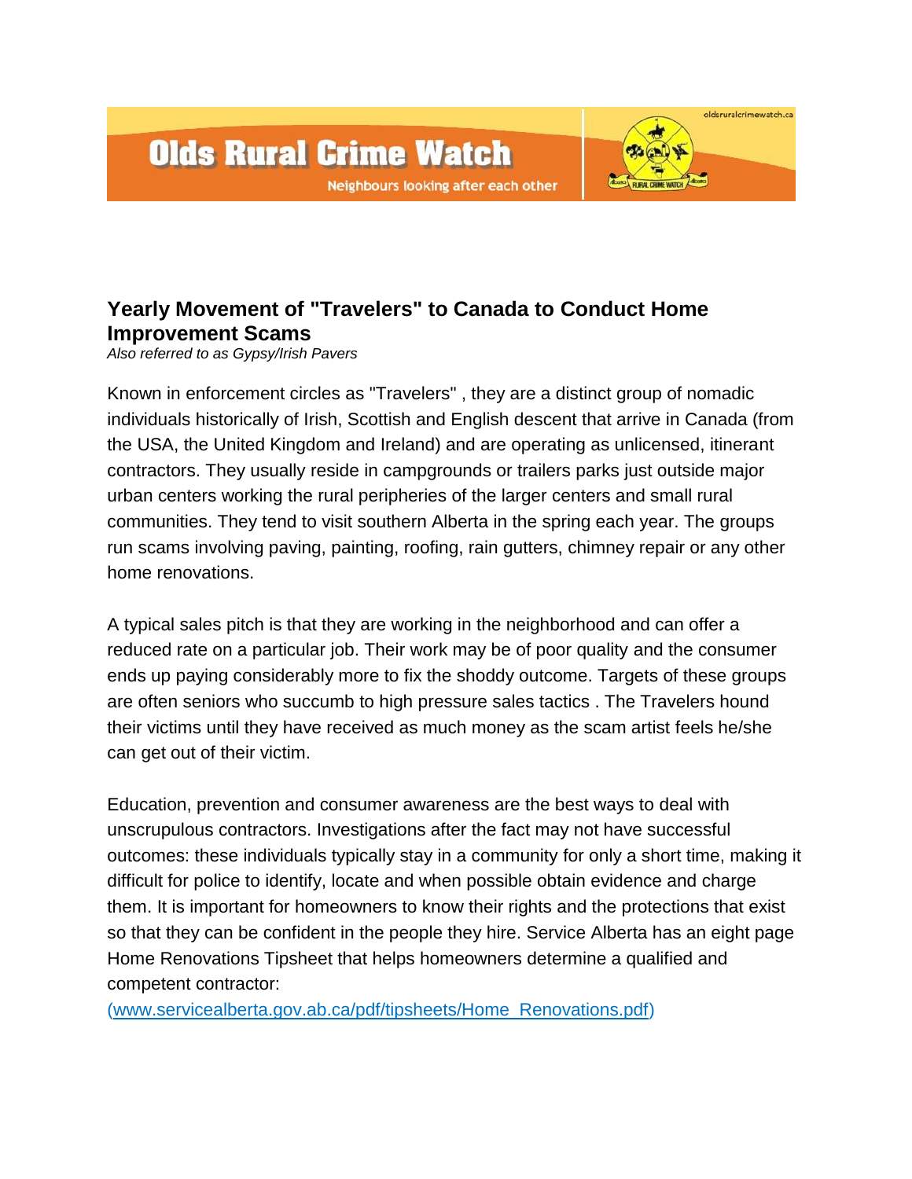# Olds Rural Crime Watch

Neighbours looking after each other

## Yearly Movement of "Travelers" to Canada to Conduct Home Improvement Scams

*Also referred to as Gypsy/Irish Pavers*

Known in enforcement circles as "Travelers" , they are a distinct group of nomadic individuals historically of Irish, Scottish and English descent that arrive in Canada (from the USA, the United Kingdom and Ireland) and are operating as unlicensed, itinerant contractors. They usually reside in campgrounds or trailers parks just outside major urban centers working the rural peripheries of the larger centers and small rural communities. They tend to visit southern Alberta in the spring each year. The groups run scams involving paving, painting, roofing, rain gutters, chimney repair or any other home renovations.

A typical sales pitch is that they are working in the neighborhood and can offer a reduced rate on a particular job. Their work may be of poor quality and the consumer ends up paying considerably more to fix the shoddy outcome. Targets of these groups are often seniors who succumb to high pressure sales tactics . The Travelers hound their victims until they have received as much money as the scam artist feels he/she can get out of their victim.

Education, prevention and consumer awareness are the best ways to deal with unscrupulous contractors. Investigations after the fact may not have successful outcomes: these individuals typically stay in a community for only a short time, making it difficult for police to identify, locate and when possible obtain evidence and charge them. It is important for homeowners to know their rights and the protections that exist so that they can be confident in the people they hire. Service Alberta has an eight page Home Renovations Tipsheet that helps homeowners determine a qualified and competent contractor:
(www.servicealberta.gov.ab.ca/pdf/tipsheets/Home_Renovations.pdf)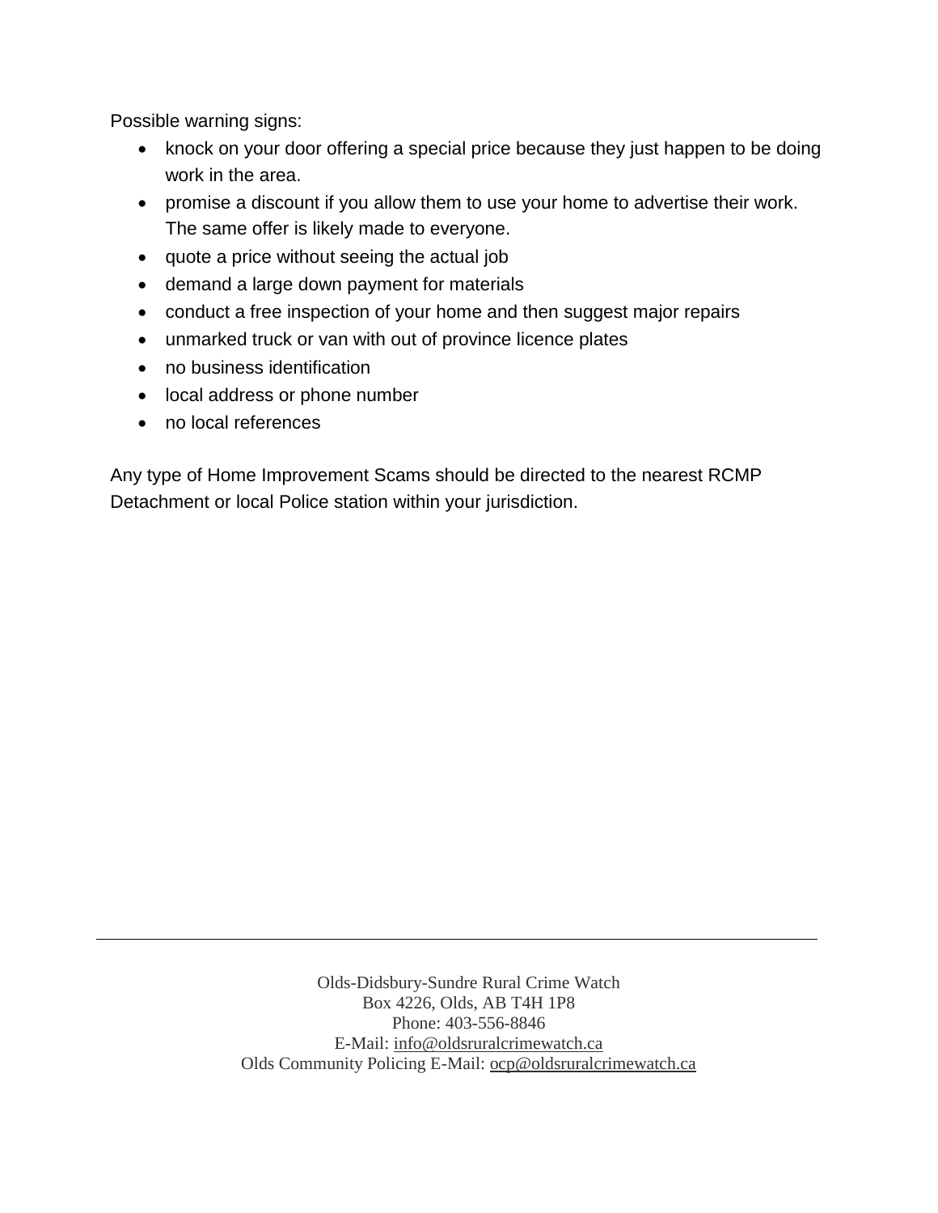Possible warning signs:

- knock on your door offering a special price because they just happen to be doing work in the area.
- promise a discount if you allow them to use your home to advertise their work. The same offer is likely made to everyone.
- quote a price without seeing the actual job
- demand a large down payment for materials
- conduct a free inspection of your home and then suggest major repairs
- unmarked truck or van with out of province licence plates
- no business identification
- local address or phone number
- no local references

Any type of Home Improvement Scams should be directed to the nearest RCMP Detachment or local Police station within your jurisdiction.

---

Olds-Didsbury-Sundre Rural Crime Watch
Box 4226, Olds, AB T4H 1P8
Phone: 403-556-8846
E-Mail: info@oldsruralcrimewatch.ca
Olds Community Policing E-Mail: ocp@oldsruralcrimewatch.ca